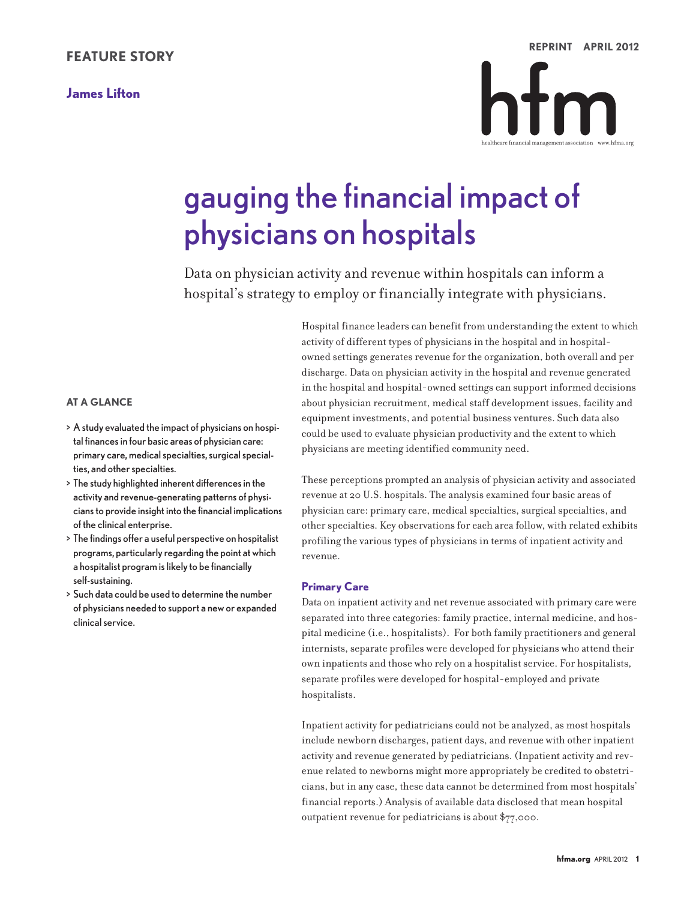FEATURE STORY

**James Lifton**

REPRINT APRIL 2012

# gauging the financial impact of physicians on hospitals

Data on physician activity and revenue within hospitals can inform a hospital's strategy to employ or financially integrate with physicians.

**AT A GLANCE**

- A study evaluated the impact of physicians on hospital finances in four basic areas of physician care: primary care, medical specialties, surgical specialties, and other specialties.
- The study highlighted inherent differences in the activity and revenue-generating patterns of physicians to provide insight into the financial implications of the clinical enterprise.
- The findings offer a useful perspective on hospitalist programs, particularly regarding the point at which a hospitalist program is likely to be financially self-sustaining.
- Such data could be used to determine the number of physicians needed to support a new or expanded clinical service.

Hospital finance leaders can benefit from understanding the extent to which activity of different types of physicians in the hospital and in hospital-owned settings generates revenue for the organization, both overall and per discharge. Data on physician activity in the hospital and revenue generated in the hospital and hospital-owned settings can support informed decisions about physician recruitment, medical staff development issues, facility and equipment investments, and potential business ventures. Such data also could be used to evaluate physician productivity and the extent to which physicians are meeting identified community need.

These perceptions prompted an analysis of physician activity and associated revenue at 20 U.S. hospitals. The analysis examined four basic areas of physician care: primary care, medical specialties, surgical specialties, and other specialties. Key observations for each area follow, with related exhibits profiling the various types of physicians in terms of inpatient activity and revenue.

## Primary Care

Data on inpatient activity and net revenue associated with primary care were separated into three categories: family practice, internal medicine, and hospital medicine (i.e., hospitalists). For both family practitioners and general internists, separate profiles were developed for physicians who attend their own inpatients and those who rely on a hospitalist service. For hospitalists, separate profiles were developed for hospital-employed and private hospitalists.

Inpatient activity for pediatricians could not be analyzed, as most hospitals include newborn discharges, patient days, and revenue with other inpatient activity and revenue generated by pediatricians. (Inpatient activity and revenue related to newborns might more appropriately be credited to obstetricians, but in any case, these data cannot be determined from most hospitals' financial reports.) Analysis of available data disclosed that mean hospital outpatient revenue for pediatricians is about $77,000.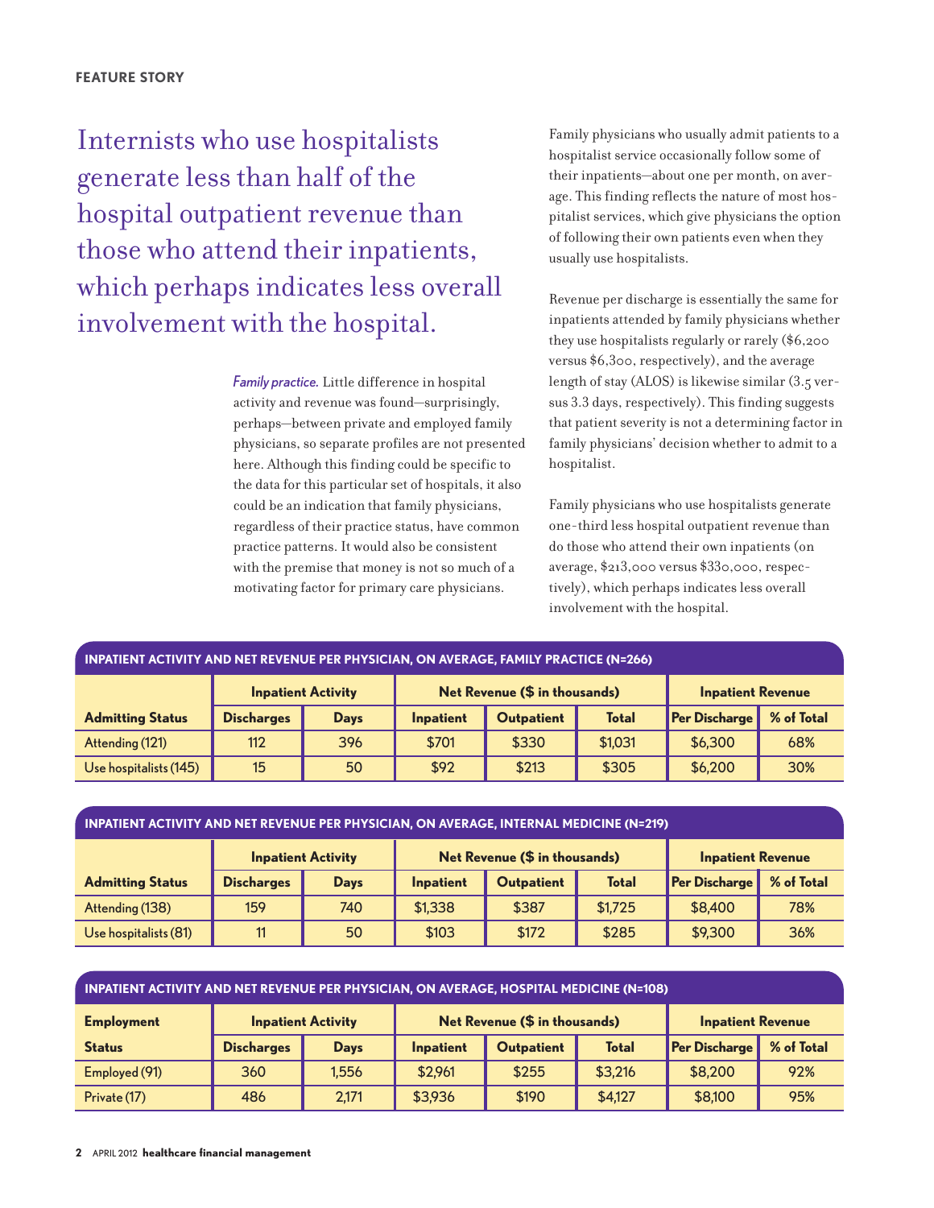Internists who use hospitalists generate less than half of the hospital outpatient revenue than those who attend their inpatients, which perhaps indicates less overall involvement with the hospital.

*Family practice.* Little difference in hospital activity and revenue was found—surprisingly, perhaps—between private and employed family physicians, so separate profiles are not presented here. Although this finding could be specific to the data for this particular set of hospitals, it also could be an indication that family physicians, regardless of their practice status, have common practice patterns. It would also be consistent with the premise that money is not so much of a motivating factor for primary care physicians.

Family physicians who usually admit patients to a hospitalist service occasionally follow some of their inpatients—about one per month, on average. This finding reflects the nature of most hospitalist services, which give physicians the option of following their own patients even when they usually use hospitalists.

Revenue per discharge is essentially the same for inpatients attended by family physicians whether they use hospitalists regularly or rarely ($6,200 versus $6,300, respectively), and the average length of stay (ALOS) is likewise similar (3.5 versus 3.3 days, respectively). This finding suggests that patient severity is not a determining factor in family physicians' decision whether to admit to a hospitalist.

Family physicians who use hospitalists generate one-third less hospital outpatient revenue than do those who attend their own inpatients (on average, $213,000 versus $330,000, respectively), which perhaps indicates less overall involvement with the hospital.

**INPATIENT ACTIVITY AND NET REVENUE PER PHYSICIAN, ON AVERAGE, FAMILY PRACTICE (N=266)**

| | Inpatient Activity | | Net Revenue ($ in thousands) | | | Inpatient Revenue | |
|---|---|---|---|---|---|---|---|
| **Admitting Status** | **Discharges** | **Days** | **Inpatient** | **Outpatient** | **Total** | **Per Discharge** | **% of Total** |
| Attending (121) | 112 | 396 | $701 | $330 | $1,031 | $6,300 | 68% |
| Use hospitalists (145) | 15 | 50 | $92 | $213 | $305 | $6,200 | 30% |

**INPATIENT ACTIVITY AND NET REVENUE PER PHYSICIAN, ON AVERAGE, INTERNAL MEDICINE (N=219)**

| | Inpatient Activity | | Net Revenue ($ in thousands) | | | Inpatient Revenue | |
|---|---|---|---|---|---|---|---|
| **Admitting Status** | **Discharges** | **Days** | **Inpatient** | **Outpatient** | **Total** | **Per Discharge** | **% of Total** |
| Attending (138) | 159 | 740 | $1,338 | $387 | $1,725 | $8,400 | 78% |
| Use hospitalists (81) | 11 | 50 | $103 | $172 | $285 | $9,300 | 36% |

**INPATIENT ACTIVITY AND NET REVENUE PER PHYSICIAN, ON AVERAGE, HOSPITAL MEDICINE (N=108)**

| **Employment** | Inpatient Activity | | Net Revenue ($ in thousands) | | | Inpatient Revenue | |
|---|---|---|---|---|---|---|---|
| **Status** | **Discharges** | **Days** | **Inpatient** | **Outpatient** | **Total** | **Per Discharge** | **% of Total** |
| Employed (91) | 360 | 1,556 | $2,961 | $255 | $3,216 | $8,200 | 92% |
| Private (17) | 486 | 2,171 | $3,936 | $190 | $4,127 | $8,100 | 95% |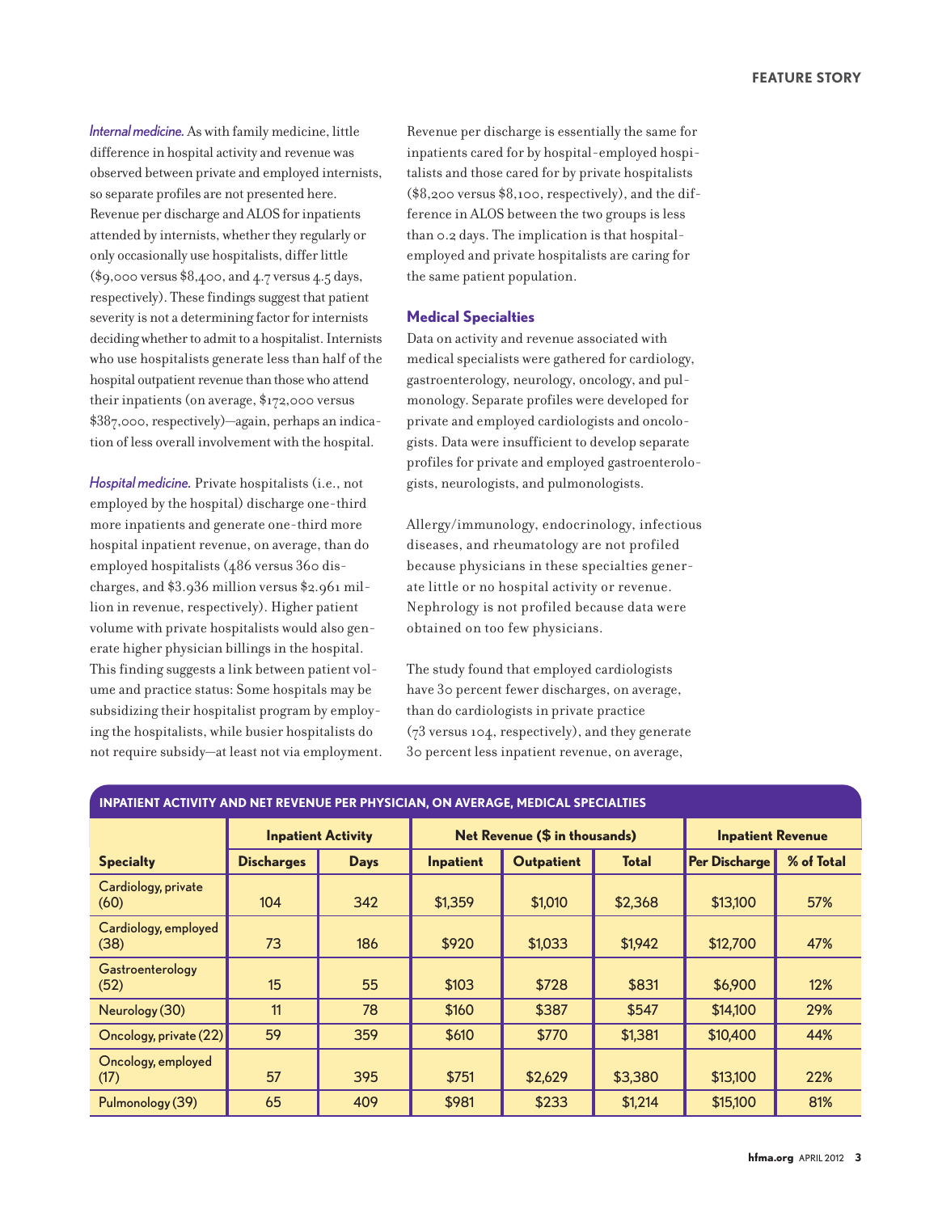*Internal medicine.* As with family medicine, little difference in hospital activity and revenue was observed between private and employed internists, so separate profiles are not presented here. Revenue per discharge and ALOS for inpatients attended by internists, whether they regularly or only occasionally use hospitalists, differ little ($9,000 versus $8,400, and 4.7 versus 4.5 days, respectively). These findings suggest that patient severity is not a determining factor for internists deciding whether to admit to a hospitalist. Internists who use hospitalists generate less than half of the hospital outpatient revenue than those who attend their inpatients (on average, $172,000 versus $387,000, respectively)—again, perhaps an indication of less overall involvement with the hospital.

*Hospital medicine.* Private hospitalists (i.e., not employed by the hospital) discharge one-third more inpatients and generate one-third more hospital inpatient revenue, on average, than do employed hospitalists (486 versus 360 discharges, and $3.936 million versus $2.961 million in revenue, respectively). Higher patient volume with private hospitalists would also generate higher physician billings in the hospital. This finding suggests a link between patient volume and practice status: Some hospitals may be subsidizing their hospitalist program by employing the hospitalists, while busier hospitalists do not require subsidy—at least not via employment.

Revenue per discharge is essentially the same for inpatients cared for by hospital-employed hospitalists and those cared for by private hospitalists ($8,200 versus $8,100, respectively), and the difference in ALOS between the two groups is less than 0.2 days. The implication is that hospital-employed and private hospitalists are caring for the same patient population.

## Medical Specialties

Data on activity and revenue associated with medical specialists were gathered for cardiology, gastroenterology, neurology, oncology, and pulmonology. Separate profiles were developed for private and employed cardiologists and oncologists. Data were insufficient to develop separate profiles for private and employed gastroenterologists, neurologists, and pulmonologists.

Allergy/immunology, endocrinology, infectious diseases, and rheumatology are not profiled because physicians in these specialties generate little or no hospital activity or revenue. Nephrology is not profiled because data were obtained on too few physicians.

The study found that employed cardiologists have 30 percent fewer discharges, on average, than do cardiologists in private practice (73 versus 104, respectively), and they generate 30 percent less inpatient revenue, on average,

**INPATIENT ACTIVITY AND NET REVENUE PER PHYSICIAN, ON AVERAGE, MEDICAL SPECIALTIES**

| | Inpatient Activity | | Net Revenue ($ in thousands) | | | Inpatient Revenue | |
|---|---|---|---|---|---|---|---|
| **Specialty** | **Discharges** | **Days** | **Inpatient** | **Outpatient** | **Total** | **Per Discharge** | **% of Total** |
| Cardiology, private (60) | 104 | 342 | $1,359 | $1,010 | $2,368 | $13,100 | 57% |
| Cardiology, employed (38) | 73 | 186 | $920 | $1,033 | $1,942 | $12,700 | 47% |
| Gastroenterology (52) | 15 | 55 | $103 | $728 | $831 | $6,900 | 12% |
| Neurology (30) | 11 | 78 | $160 | $387 | $547 | $14,100 | 29% |
| Oncology, private (22) | 59 | 359 | $610 | $770 | $1,381 | $10,400 | 44% |
| Oncology, employed (17) | 57 | 395 | $751 | $2,629 | $3,380 | $13,100 | 22% |
| Pulmonology (39) | 65 | 409 | $981 | $233 | $1,214 | $15,100 | 81% |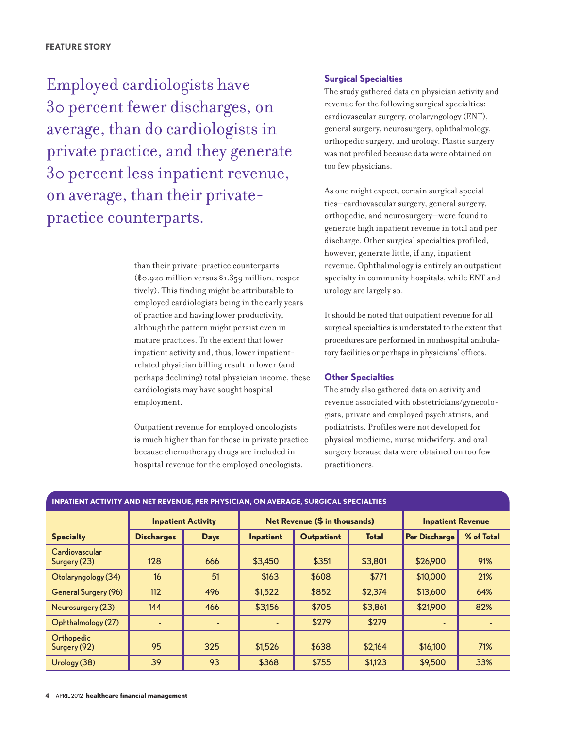Employed cardiologists have 30 percent fewer discharges, on average, than do cardiologists in private practice, and they generate 30 percent less inpatient revenue, on average, than their private-practice counterparts.

than their private-practice counterparts ($0.920 million versus $1.359 million, respectively). This finding might be attributable to employed cardiologists being in the early years of practice and having lower productivity, although the pattern might persist even in mature practices. To the extent that lower inpatient activity and, thus, lower inpatient-related physician billing result in lower (and perhaps declining) total physician income, these cardiologists may have sought hospital employment.

Outpatient revenue for employed oncologists is much higher than for those in private practice because chemotherapy drugs are included in hospital revenue for the employed oncologists.

### Surgical Specialties

The study gathered data on physician activity and revenue for the following surgical specialties: cardiovascular surgery, otolaryngology (ENT), general surgery, neurosurgery, ophthalmology, orthopedic surgery, and urology. Plastic surgery was not profiled because data were obtained on too few physicians.

As one might expect, certain surgical specialties—cardiovascular surgery, general surgery, orthopedic, and neurosurgery—were found to generate high inpatient revenue in total and per discharge. Other surgical specialties profiled, however, generate little, if any, inpatient revenue. Ophthalmology is entirely an outpatient specialty in community hospitals, while ENT and urology are largely so.

It should be noted that outpatient revenue for all surgical specialties is understated to the extent that procedures are performed in nonhospital ambulatory facilities or perhaps in physicians' offices.

### Other Specialties

The study also gathered data on activity and revenue associated with obstetricians/gynecologists, private and employed psychiatrists, and podiatrists. Profiles were not developed for physical medicine, nurse midwifery, and oral surgery because data were obtained on too few practitioners.

**INPATIENT ACTIVITY AND NET REVENUE, PER PHYSICIAN, ON AVERAGE, SURGICAL SPECIALTIES**

| | Inpatient Activity | | Net Revenue ($ in thousands) | | | Inpatient Revenue | |
|---|---|---|---|---|---|---|---|
| **Specialty** | **Discharges** | **Days** | **Inpatient** | **Outpatient** | **Total** | **Per Discharge** | **% of Total** |
| Cardiovascular Surgery (23) | 128 | 666 | $3,450 | $351 | $3,801 | $26,900 | 91% |
| Otolaryngology (34) | 16 | 51 | $163 | $608 | $771 | $10,000 | 21% |
| General Surgery (96) | 112 | 496 | $1,522 | $852 | $2,374 | $13,600 | 64% |
| Neurosurgery (23) | 144 | 466 | $3,156 | $705 | $3,861 | $21,900 | 82% |
| Ophthalmology (27) | - | - | - | $279 | $279 | - | - |
| Orthopedic Surgery (92) | 95 | 325 | $1,526 | $638 | $2,164 | $16,100 | 71% |
| Urology (38) | 39 | 93 | $368 | $755 | $1,123 | $9,500 | 33% |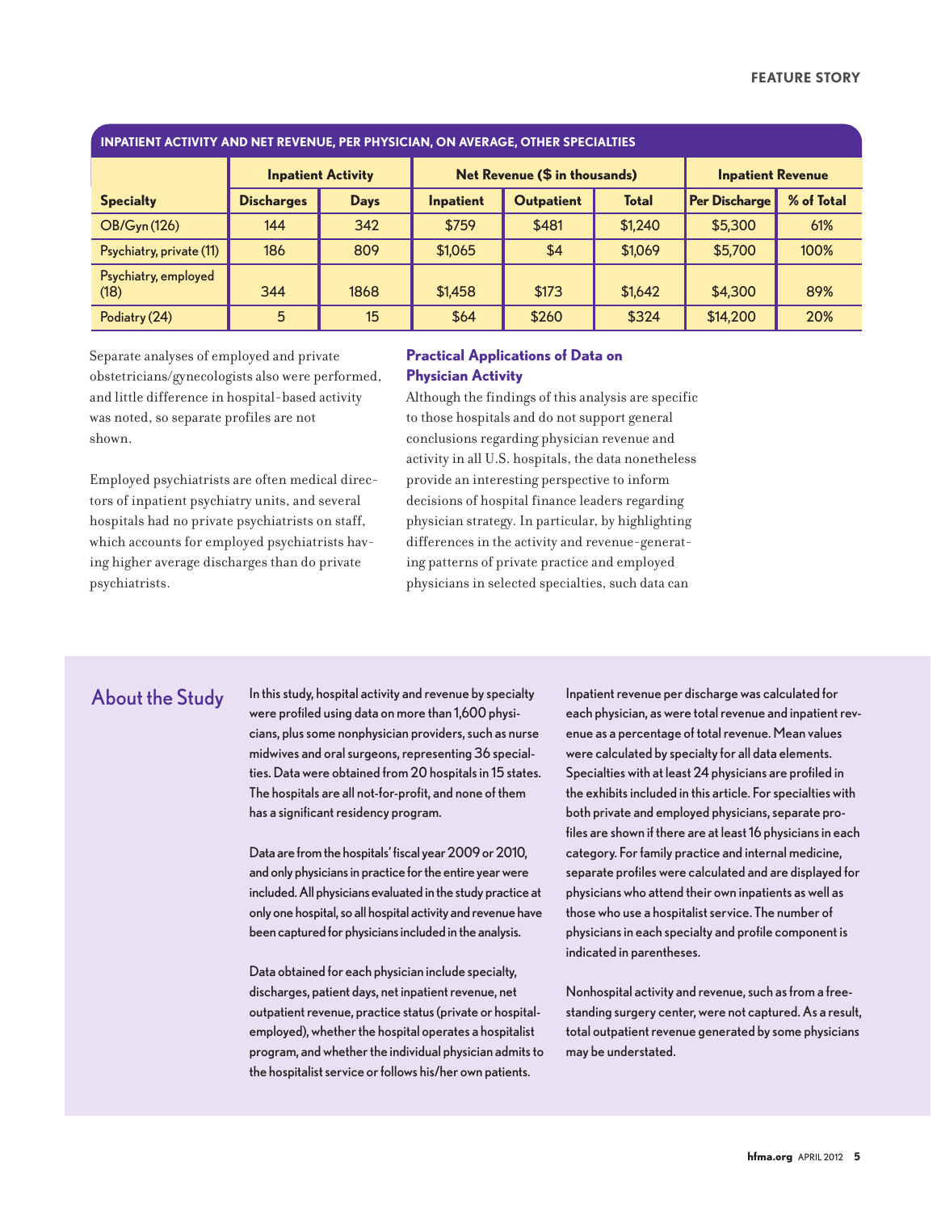**INPATIENT ACTIVITY AND NET REVENUE, PER PHYSICIAN, ON AVERAGE, OTHER SPECIALTIES**

| | Inpatient Activity | | Net Revenue ($ in thousands) | | | Inpatient Revenue | |
|---|---|---|---|---|---|---|---|
| **Specialty** | **Discharges** | **Days** | **Inpatient** | **Outpatient** | **Total** | **Per Discharge** | **% of Total** |
| OB/Gyn (126) | 144 | 342 | $759 | $481 | $1,240 | $5,300 | 61% |
| Psychiatry, private (11) | 186 | 809 | $1,065 | $4 | $1,069 | $5,700 | 100% |
| Psychiatry, employed (18) | 344 | 1868 | $1,458 | $173 | $1,642 | $4,300 | 89% |
| Podiatry (24) | 5 | 15 | $64 | $260 | $324 | $14,200 | 20% |

Separate analyses of employed and private obstetricians/gynecologists also were performed, and little difference in hospital-based activity was noted, so separate profiles are not shown.

Employed psychiatrists are often medical directors of inpatient psychiatry units, and several hospitals had no private psychiatrists on staff, which accounts for employed psychiatrists having higher average discharges than do private psychiatrists.

### Practical Applications of Data on Physician Activity

Although the findings of this analysis are specific to those hospitals and do not support general conclusions regarding physician revenue and activity in all U.S. hospitals, the data nonetheless provide an interesting perspective to inform decisions of hospital finance leaders regarding physician strategy. In particular, by highlighting differences in the activity and revenue-generating patterns of private practice and employed physicians in selected specialties, such data can

## About the Study

In this study, hospital activity and revenue by specialty were profiled using data on more than 1,600 physicians, plus some nonphysician providers, such as nurse midwives and oral surgeons, representing 36 specialties. Data were obtained from 20 hospitals in 15 states. The hospitals are all not-for-profit, and none of them has a significant residency program.

Data are from the hospitals' fiscal year 2009 or 2010, and only physicians in practice for the entire year were included. All physicians evaluated in the study practice at only one hospital, so all hospital activity and revenue have been captured for physicians included in the analysis.

Data obtained for each physician include specialty, discharges, patient days, net inpatient revenue, net outpatient revenue, practice status (private or hospital-employed), whether the hospital operates a hospitalist program, and whether the individual physician admits to the hospitalist service or follows his/her own patients.

Inpatient revenue per discharge was calculated for each physician, as were total revenue and inpatient revenue as a percentage of total revenue. Mean values were calculated by specialty for all data elements. Specialties with at least 24 physicians are profiled in the exhibits included in this article. For specialties with both private and employed physicians, separate profiles are shown if there are at least 16 physicians in each category. For family practice and internal medicine, separate profiles were calculated and are displayed for physicians who attend their own inpatients as well as those who use a hospitalist service. The number of physicians in each specialty and profile component is indicated in parentheses.

Nonhospital activity and revenue, such as from a freestanding surgery center, were not captured. As a result, total outpatient revenue generated by some physicians may be understated.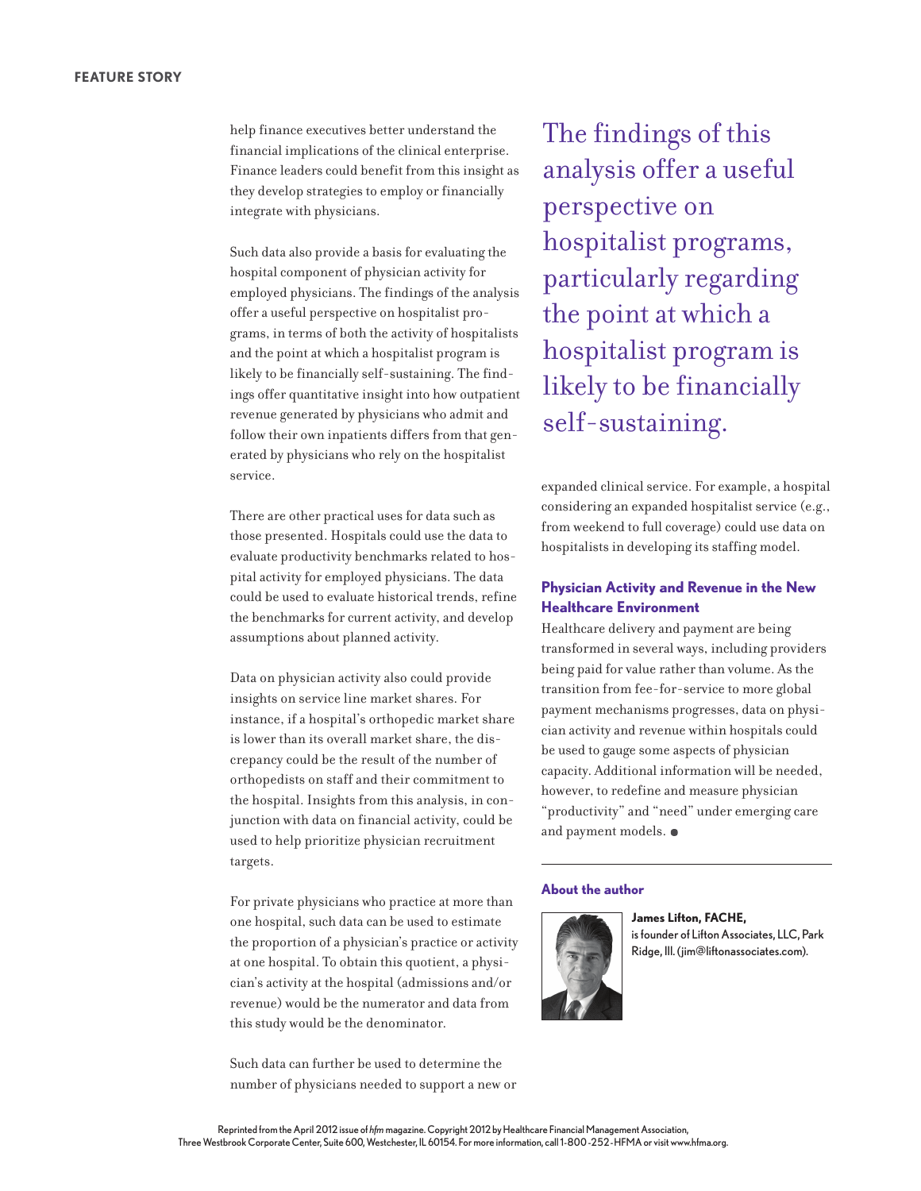help finance executives better understand the financial implications of the clinical enterprise. Finance leaders could benefit from this insight as they develop strategies to employ or financially integrate with physicians.

Such data also provide a basis for evaluating the hospital component of physician activity for employed physicians. The findings of the analysis offer a useful perspective on hospitalist programs, in terms of both the activity of hospitalists and the point at which a hospitalist program is likely to be financially self-sustaining. The findings offer quantitative insight into how outpatient revenue generated by physicians who admit and follow their own inpatients differs from that generated by physicians who rely on the hospitalist service.

There are other practical uses for data such as those presented. Hospitals could use the data to evaluate productivity benchmarks related to hospital activity for employed physicians. The data could be used to evaluate historical trends, refine the benchmarks for current activity, and develop assumptions about planned activity.

Data on physician activity also could provide insights on service line market shares. For instance, if a hospital's orthopedic market share is lower than its overall market share, the discrepancy could be the result of the number of orthopedists on staff and their commitment to the hospital. Insights from this analysis, in conjunction with data on financial activity, could be used to help prioritize physician recruitment targets.

For private physicians who practice at more than one hospital, such data can be used to estimate the proportion of a physician's practice or activity at one hospital. To obtain this quotient, a physician's activity at the hospital (admissions and/or revenue) would be the numerator and data from this study would be the denominator.

Such data can further be used to determine the number of physicians needed to support a new or expanded clinical service. For example, a hospital considering an expanded hospitalist service (e.g., from weekend to full coverage) could use data on hospitalists in developing its staffing model.

> The findings of this analysis offer a useful perspective on hospitalist programs, particularly regarding the point at which a hospitalist program is likely to be financially self-sustaining.

### Physician Activity and Revenue in the New Healthcare Environment

Healthcare delivery and payment are being transformed in several ways, including providers being paid for value rather than volume. As the transition from fee-for-service to more global payment mechanisms progresses, data on physician activity and revenue within hospitals could be used to gauge some aspects of physician capacity. Additional information will be needed, however, to redefine and measure physician "productivity" and "need" under emerging care and payment models. ●

### About the author

**James Lifton, FACHE,** is founder of Lifton Associates, LLC, Park Ridge, Ill. (jim@liftonassociates.com).

Reprinted from the April 2012 issue of *hfm* magazine. Copyright 2012 by Healthcare Financial Management Association, Three Westbrook Corporate Center, Suite 600, Westchester, IL 60154. For more information, call 1-800-252-HFMA or visit www.hfma.org.